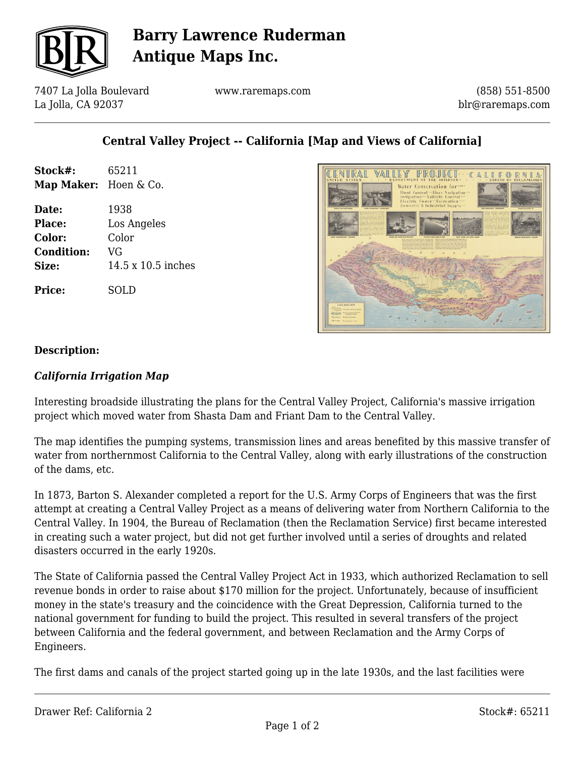# Barry Lawrence Ruderman Antique Maps Inc.

7407 La Jolla Boulevard
La Jolla, CA 92037

www.raremaps.com

(858) 551-8500
blr@raremaps.com

## Central Valley Project -- California [Map and Views of California]

**Stock#:** 65211
**Map Maker:** Hoen & Co.

**Date:** 1938
**Place:** Los Angeles
**Color:** Color
**Condition:** VG
**Size:** 14.5 x 10.5 inches

**Price:** SOLD

### Description:

***California Irrigation Map***

Interesting broadside illustrating the plans for the Central Valley Project, California's massive irrigation project which moved water from Shasta Dam and Friant Dam to the Central Valley.

The map identifies the pumping systems, transmission lines and areas benefited by this massive transfer of water from northernmost California to the Central Valley, along with early illustrations of the construction of the dams, etc.

In 1873, Barton S. Alexander completed a report for the U.S. Army Corps of Engineers that was the first attempt at creating a Central Valley Project as a means of delivering water from Northern California to the Central Valley. In 1904, the Bureau of Reclamation (then the Reclamation Service) first became interested in creating such a water project, but did not get further involved until a series of droughts and related disasters occurred in the early 1920s.

The State of California passed the Central Valley Project Act in 1933, which authorized Reclamation to sell revenue bonds in order to raise about $170 million for the project. Unfortunately, because of insufficient money in the state's treasury and the coincidence with the Great Depression, California turned to the national government for funding to build the project. This resulted in several transfers of the project between California and the federal government, and between Reclamation and the Army Corps of Engineers.

The first dams and canals of the project started going up in the late 1930s, and the last facilities were

Drawer Ref: California 2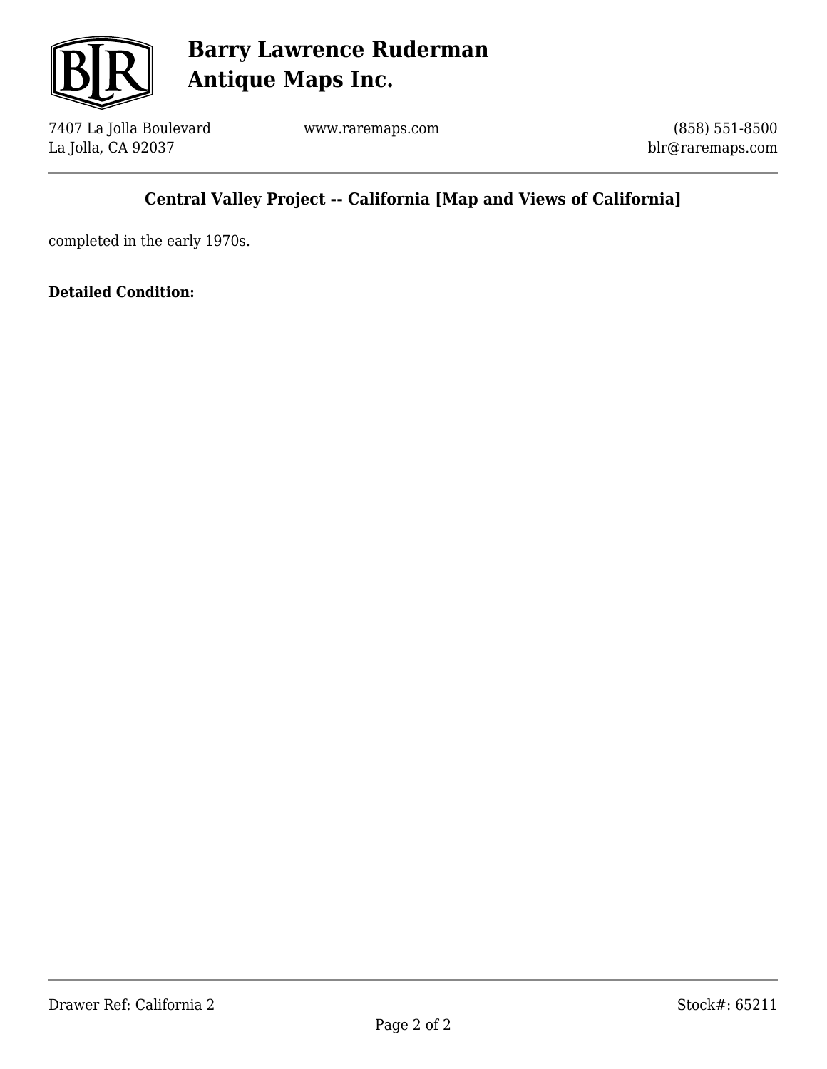completed in the early 1970s.

**Detailed Condition:**